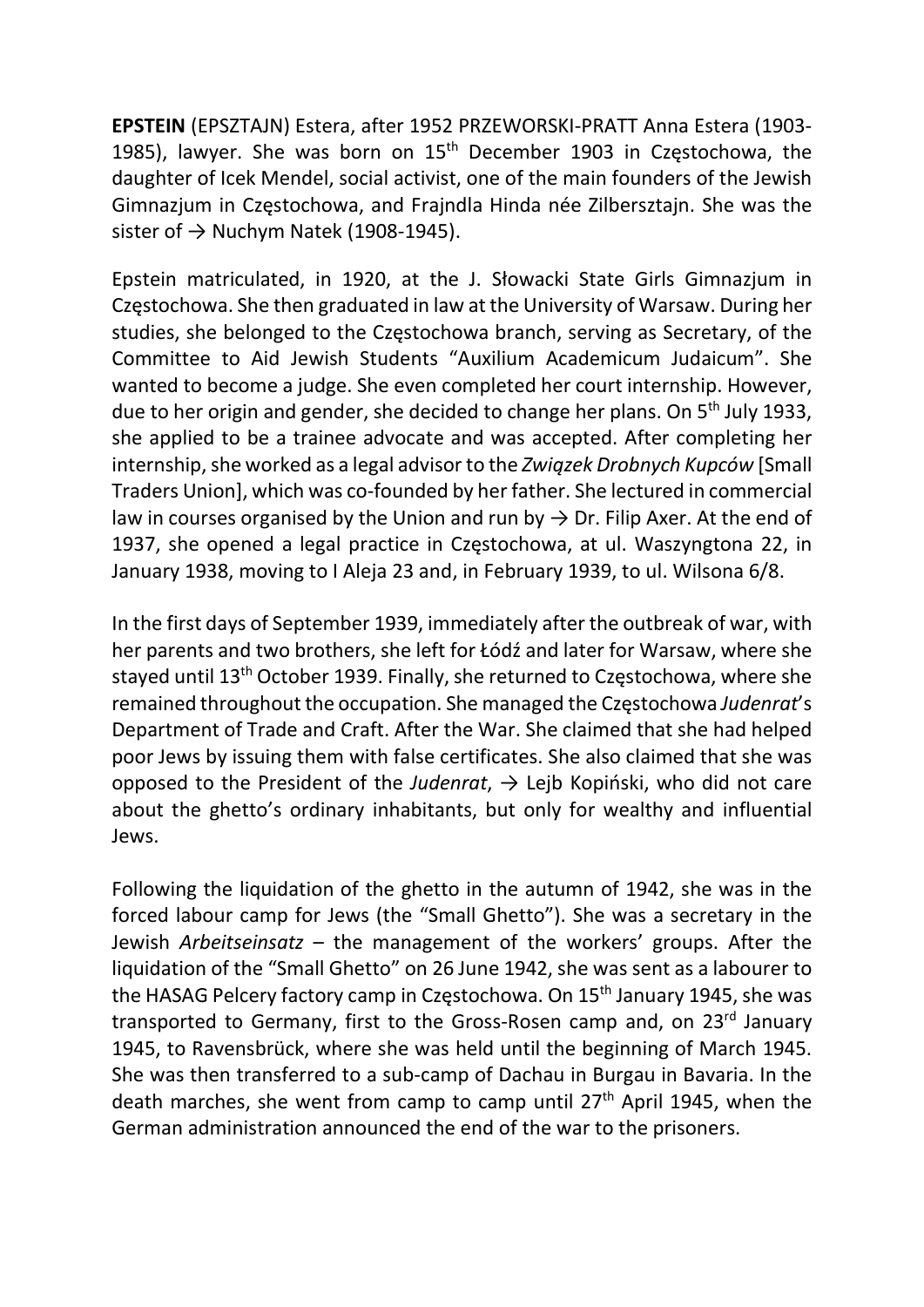**EPSTEIN** (EPSZTAJN) Estera, after 1952 PRZEWORSKI-PRATT Anna Estera (1903-1985), lawyer. She was born on 15th December 1903 in Częstochowa, the daughter of Icek Mendel, social activist, one of the main founders of the Jewish Gimnazjum in Częstochowa, and Frajndla Hinda née Zilbersztajn. She was the sister of → Nuchym Natek (1908-1945).

Epstein matriculated, in 1920, at the J. Słowacki State Girls Gimnazjum in Częstochowa. She then graduated in law at the University of Warsaw. During her studies, she belonged to the Częstochowa branch, serving as Secretary, of the Committee to Aid Jewish Students "Auxilium Academicum Judaicum". She wanted to become a judge. She even completed her court internship. However, due to her origin and gender, she decided to change her plans. On 5th July 1933, she applied to be a trainee advocate and was accepted. After completing her internship, she worked as a legal advisor to the *Związek Drobnych Kupców* [Small Traders Union], which was co-founded by her father. She lectured in commercial law in courses organised by the Union and run by → Dr. Filip Axer. At the end of 1937, she opened a legal practice in Częstochowa, at ul. Waszyngtona 22, in January 1938, moving to I Aleja 23 and, in February 1939, to ul. Wilsona 6/8.

In the first days of September 1939, immediately after the outbreak of war, with her parents and two brothers, she left for Łódź and later for Warsaw, where she stayed until 13th October 1939. Finally, she returned to Częstochowa, where she remained throughout the occupation. She managed the Częstochowa *Judenrat*'s Department of Trade and Craft. After the War. She claimed that she had helped poor Jews by issuing them with false certificates. She also claimed that she was opposed to the President of the *Judenrat*, → Lejb Kopiński, who did not care about the ghetto's ordinary inhabitants, but only for wealthy and influential Jews.

Following the liquidation of the ghetto in the autumn of 1942, she was in the forced labour camp for Jews (the "Small Ghetto"). She was a secretary in the Jewish *Arbeitseinsatz* – the management of the workers' groups. After the liquidation of the "Small Ghetto" on 26 June 1942, she was sent as a labourer to the HASAG Pelcery factory camp in Częstochowa. On 15th January 1945, she was transported to Germany, first to the Gross-Rosen camp and, on 23rd January 1945, to Ravensbrück, where she was held until the beginning of March 1945. She was then transferred to a sub-camp of Dachau in Burgau in Bavaria. In the death marches, she went from camp to camp until 27th April 1945, when the German administration announced the end of the war to the prisoners.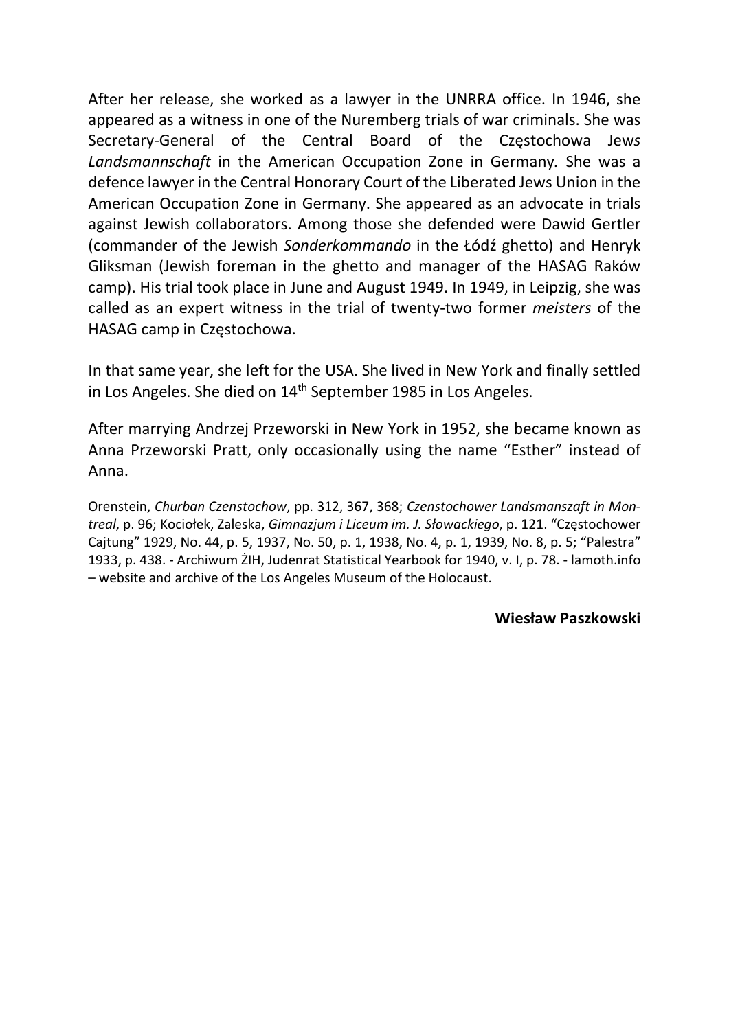After her release, she worked as a lawyer in the UNRRA office. In 1946, she appeared as a witness in one of the Nuremberg trials of war criminals. She was Secretary-General of the Central Board of the Częstochowa Jew*s Landsmannschaft* in the American Occupation Zone in Germany. She was a defence lawyer in the Central Honorary Court of the Liberated Jews Union in the American Occupation Zone in Germany. She appeared as an advocate in trials against Jewish collaborators. Among those she defended were Dawid Gertler (commander of the Jewish *Sonderkommando* in the Łódź ghetto) and Henryk Gliksman (Jewish foreman in the ghetto and manager of the HASAG Raków camp). His trial took place in June and August 1949. In 1949, in Leipzig, she was called as an expert witness in the trial of twenty-two former *meisters* of the HASAG camp in Częstochowa.

In that same year, she left for the USA. She lived in New York and finally settled in Los Angeles. She died on 14th September 1985 in Los Angeles.

After marrying Andrzej Przeworski in New York in 1952, she became known as Anna Przeworski Pratt, only occasionally using the name "Esther" instead of Anna.

Orenstein, *Churban Czenstochow*, pp. 312, 367, 368; *Czenstochower Landsmanszaft in Montreal*, p. 96; Kociołek, Zaleska, *Gimnazjum i Liceum im. J. Słowackiego*, p. 121. "Częstochower Cajtung" 1929, No. 44, p. 5, 1937, No. 50, p. 1, 1938, No. 4, p. 1, 1939, No. 8, p. 5; "Palestra" 1933, p. 438. - Archiwum ŻIH, Judenrat Statistical Yearbook for 1940, v. I, p. 78. - lamoth.info – website and archive of the Los Angeles Museum of the Holocaust.

**Wiesław Paszkowski**